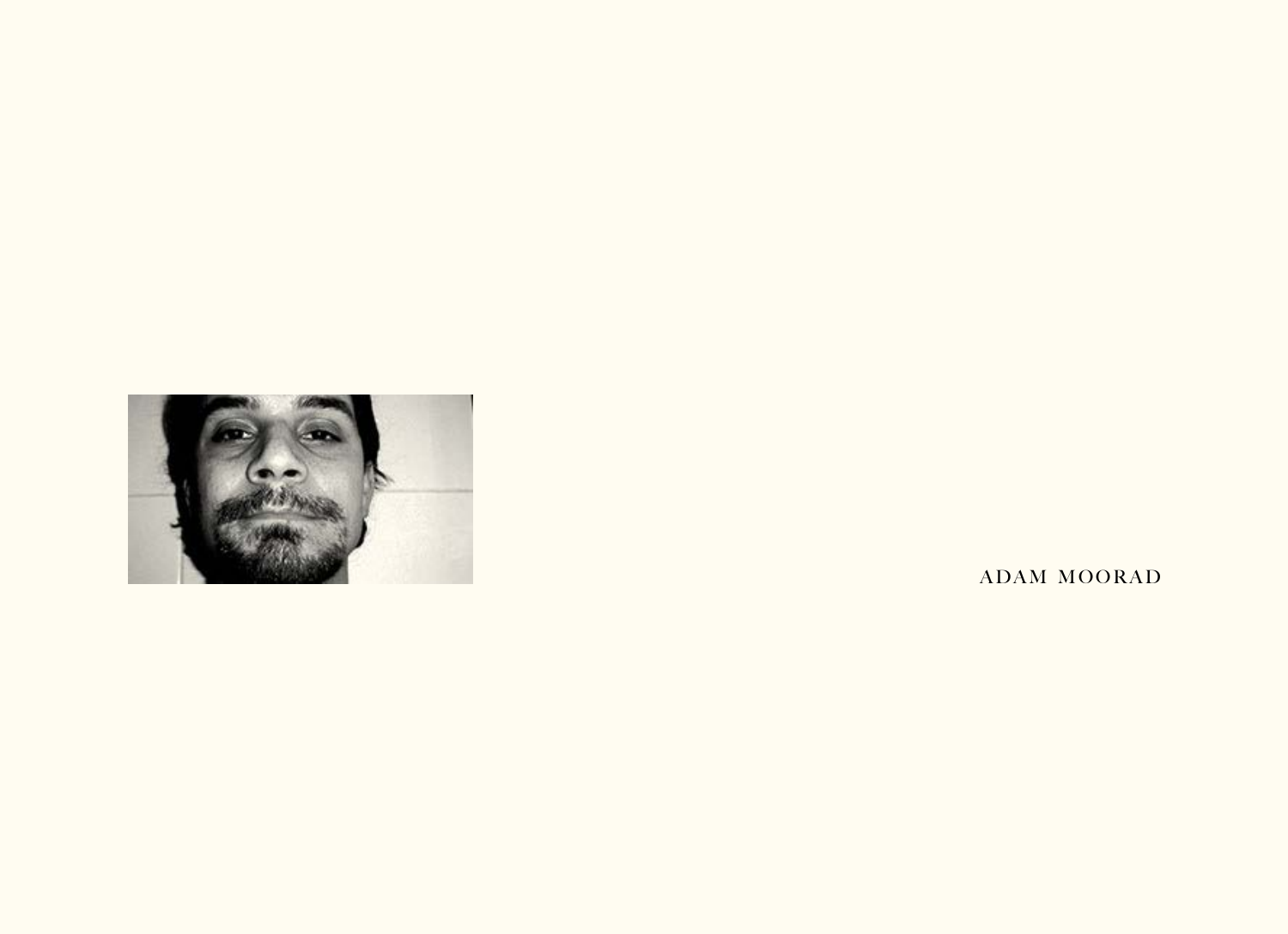ADAM MOORAD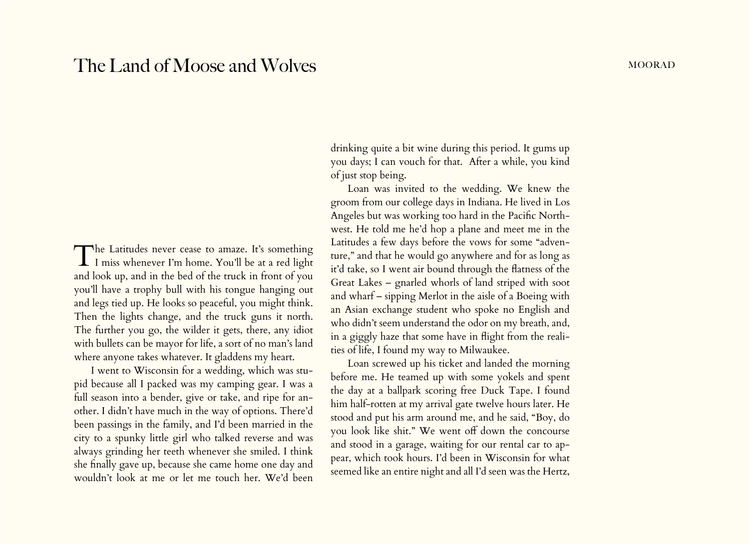# The Land of Moose and Wolves

The Latitudes never cease to amaze. It's something I miss whenever I'm home. You'll be at a red light and look up, and in the bed of the truck in front of you you'll have a trophy bull with his tongue hanging out and legs tied up. He looks so peaceful, you might think. Then the lights change, and the truck guns it north. The further you go, the wilder it gets, there, any idiot with bullets can be mayor for life, a sort of no man's land where anyone takes whatever. It gladdens my heart.

I went to Wisconsin for a wedding, which was stupid because all I packed was my camping gear. I was a full season into a bender, give or take, and ripe for another. I didn't have much in the way of options. There'd been passings in the family, and I'd been married in the city to a spunky little girl who talked reverse and was always grinding her teeth whenever she smiled. I think she finally gave up, because she came home one day and wouldn't look at me or let me touch her. We'd been drinking quite a bit wine during this period. It gums up you days; I can vouch for that. After a while, you kind of just stop being.

Loan was invited to the wedding. We knew the groom from our college days in Indiana. He lived in Los Angeles but was working too hard in the Pacific Northwest. He told me he'd hop a plane and meet me in the Latitudes a few days before the vows for some "adventure," and that he would go anywhere and for as long as it'd take, so I went air bound through the flatness of the Great Lakes – gnarled whorls of land striped with soot and wharf – sipping Merlot in the aisle of a Boeing with an Asian exchange student who spoke no English and who didn't seem understand the odor on my breath, and, in a giggly haze that some have in flight from the realities of life, I found my way to Milwaukee.

Loan screwed up his ticket and landed the morning before me. He teamed up with some yokels and spent the day at a ballpark scoring free Duck Tape. I found him half-rotten at my arrival gate twelve hours later. He stood and put his arm around me, and he said, "Boy, do you look like shit." We went off down the concourse and stood in a garage, waiting for our rental car to appear, which took hours. I'd been in Wisconsin for what seemed like an entire night and all I'd seen was the Hertz,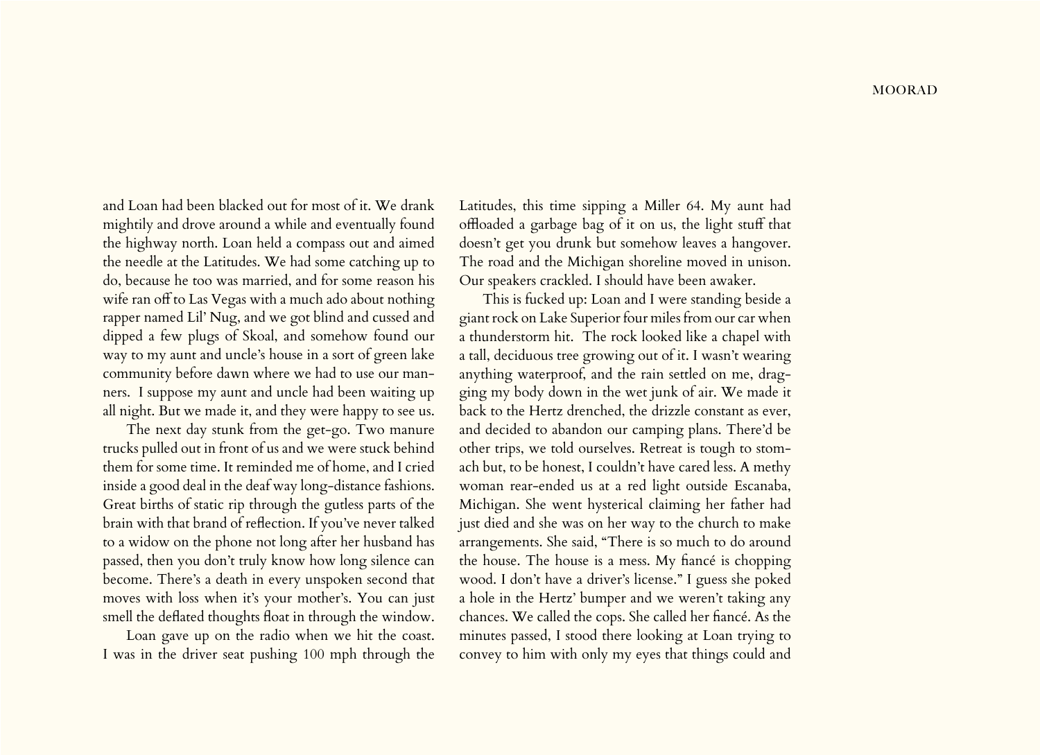and Loan had been blacked out for most of it. We drank mightily and drove around a while and eventually found the highway north. Loan held a compass out and aimed the needle at the Latitudes. We had some catching up to do, because he too was married, and for some reason his wife ran off to Las Vegas with a much ado about nothing rapper named Lil' Nug, and we got blind and cussed and dipped a few plugs of Skoal, and somehow found our way to my aunt and uncle's house in a sort of green lake community before dawn where we had to use our manners. I suppose my aunt and uncle had been waiting up all night. But we made it, and they were happy to see us.

The next day stunk from the get-go. Two manure trucks pulled out in front of us and we were stuck behind them for some time. It reminded me of home, and I cried inside a good deal in the deaf way long-distance fashions. Great births of static rip through the gutless parts of the brain with that brand of reflection. If you've never talked to a widow on the phone not long after her husband has passed, then you don't truly know how long silence can become. There's a death in every unspoken second that moves with loss when it's your mother's. You can just smell the deflated thoughts float in through the window.

Loan gave up on the radio when we hit the coast. I was in the driver seat pushing 100 mph through the Latitudes, this time sipping a Miller 64. My aunt had offloaded a garbage bag of it on us, the light stuff that doesn't get you drunk but somehow leaves a hangover. The road and the Michigan shoreline moved in unison. Our speakers crackled. I should have been awaker.

This is fucked up: Loan and I were standing beside a giant rock on Lake Superior four miles from our car when a thunderstorm hit. The rock looked like a chapel with a tall, deciduous tree growing out of it. I wasn't wearing anything waterproof, and the rain settled on me, dragging my body down in the wet junk of air. We made it back to the Hertz drenched, the drizzle constant as ever, and decided to abandon our camping plans. There'd be other trips, we told ourselves. Retreat is tough to stomach but, to be honest, I couldn't have cared less. A methy woman rear-ended us at a red light outside Escanaba, Michigan. She went hysterical claiming her father had just died and she was on her way to the church to make arrangements. She said, "There is so much to do around the house. The house is a mess. My fiancé is chopping wood. I don't have a driver's license." I guess she poked a hole in the Hertz' bumper and we weren't taking any chances. We called the cops. She called her fiancé. As the minutes passed, I stood there looking at Loan trying to convey to him with only my eyes that things could and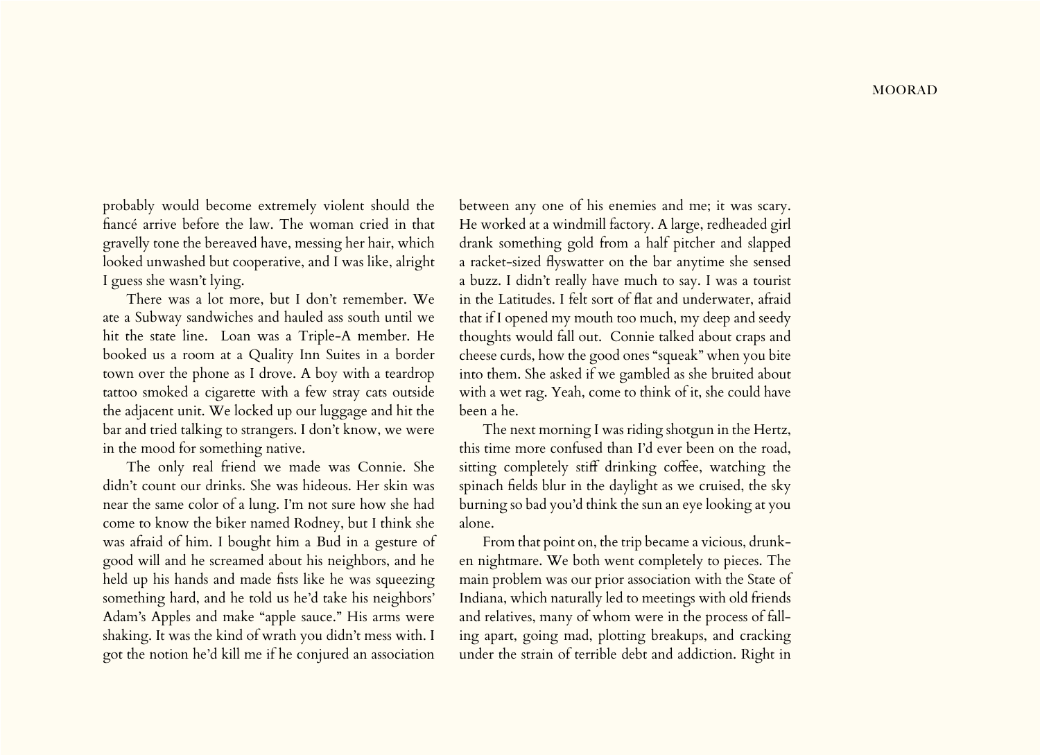probably would become extremely violent should the fiancé arrive before the law. The woman cried in that gravelly tone the bereaved have, messing her hair, which looked unwashed but cooperative, and I was like, alright I guess she wasn't lying.

There was a lot more, but I don't remember. We ate a Subway sandwiches and hauled ass south until we hit the state line. Loan was a Triple-A member. He booked us a room at a Quality Inn Suites in a border town over the phone as I drove. A boy with a teardrop tattoo smoked a cigarette with a few stray cats outside the adjacent unit. We locked up our luggage and hit the bar and tried talking to strangers. I don't know, we were in the mood for something native.

The only real friend we made was Connie. She didn't count our drinks. She was hideous. Her skin was near the same color of a lung. I'm not sure how she had come to know the biker named Rodney, but I think she was afraid of him. I bought him a Bud in a gesture of good will and he screamed about his neighbors, and he held up his hands and made fists like he was squeezing something hard, and he told us he'd take his neighbors' Adam's Apples and make "apple sauce." His arms were shaking. It was the kind of wrath you didn't mess with. I got the notion he'd kill me if he conjured an association between any one of his enemies and me; it was scary. He worked at a windmill factory. A large, redheaded girl drank something gold from a half pitcher and slapped a racket-sized flyswatter on the bar anytime she sensed a buzz. I didn't really have much to say. I was a tourist in the Latitudes. I felt sort of flat and underwater, afraid that if I opened my mouth too much, my deep and seedy thoughts would fall out. Connie talked about craps and cheese curds, how the good ones "squeak" when you bite into them. She asked if we gambled as she bruited about with a wet rag. Yeah, come to think of it, she could have been a he.

The next morning I was riding shotgun in the Hertz, this time more confused than I'd ever been on the road, sitting completely stiff drinking coffee, watching the spinach fields blur in the daylight as we cruised, the sky burning so bad you'd think the sun an eye looking at you alone.

From that point on, the trip became a vicious, drunken nightmare. We both went completely to pieces. The main problem was our prior association with the State of Indiana, which naturally led to meetings with old friends and relatives, many of whom were in the process of falling apart, going mad, plotting breakups, and cracking under the strain of terrible debt and addiction. Right in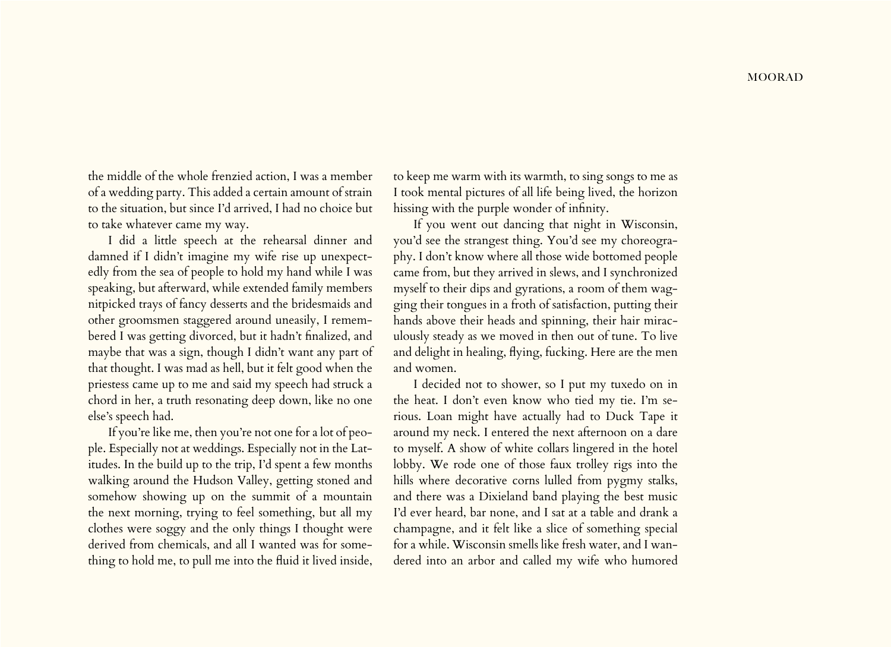the middle of the whole frenzied action, I was a member of a wedding party. This added a certain amount of strain to the situation, but since I'd arrived, I had no choice but to take whatever came my way.

I did a little speech at the rehearsal dinner and damned if I didn't imagine my wife rise up unexpectedly from the sea of people to hold my hand while I was speaking, but afterward, while extended family members nitpicked trays of fancy desserts and the bridesmaids and other groomsmen staggered around uneasily, I remembered I was getting divorced, but it hadn't finalized, and maybe that was a sign, though I didn't want any part of that thought. I was mad as hell, but it felt good when the priestess came up to me and said my speech had struck a chord in her, a truth resonating deep down, like no one else's speech had.

If you're like me, then you're not one for a lot of people. Especially not at weddings. Especially not in the Latitudes. In the build up to the trip, I'd spent a few months walking around the Hudson Valley, getting stoned and somehow showing up on the summit of a mountain the next morning, trying to feel something, but all my clothes were soggy and the only things I thought were derived from chemicals, and all I wanted was for something to hold me, to pull me into the fluid it lived inside, to keep me warm with its warmth, to sing songs to me as I took mental pictures of all life being lived, the horizon hissing with the purple wonder of infinity.

If you went out dancing that night in Wisconsin, you'd see the strangest thing. You'd see my choreography. I don't know where all those wide bottomed people came from, but they arrived in slews, and I synchronized myself to their dips and gyrations, a room of them wagging their tongues in a froth of satisfaction, putting their hands above their heads and spinning, their hair miraculously steady as we moved in then out of tune. To live and delight in healing, flying, fucking. Here are the men and women.

I decided not to shower, so I put my tuxedo on in the heat. I don't even know who tied my tie. I'm serious. Loan might have actually had to Duck Tape it around my neck. I entered the next afternoon on a dare to myself. A show of white collars lingered in the hotel lobby. We rode one of those faux trolley rigs into the hills where decorative corns lulled from pygmy stalks, and there was a Dixieland band playing the best music I'd ever heard, bar none, and I sat at a table and drank a champagne, and it felt like a slice of something special for a while. Wisconsin smells like fresh water, and I wandered into an arbor and called my wife who humored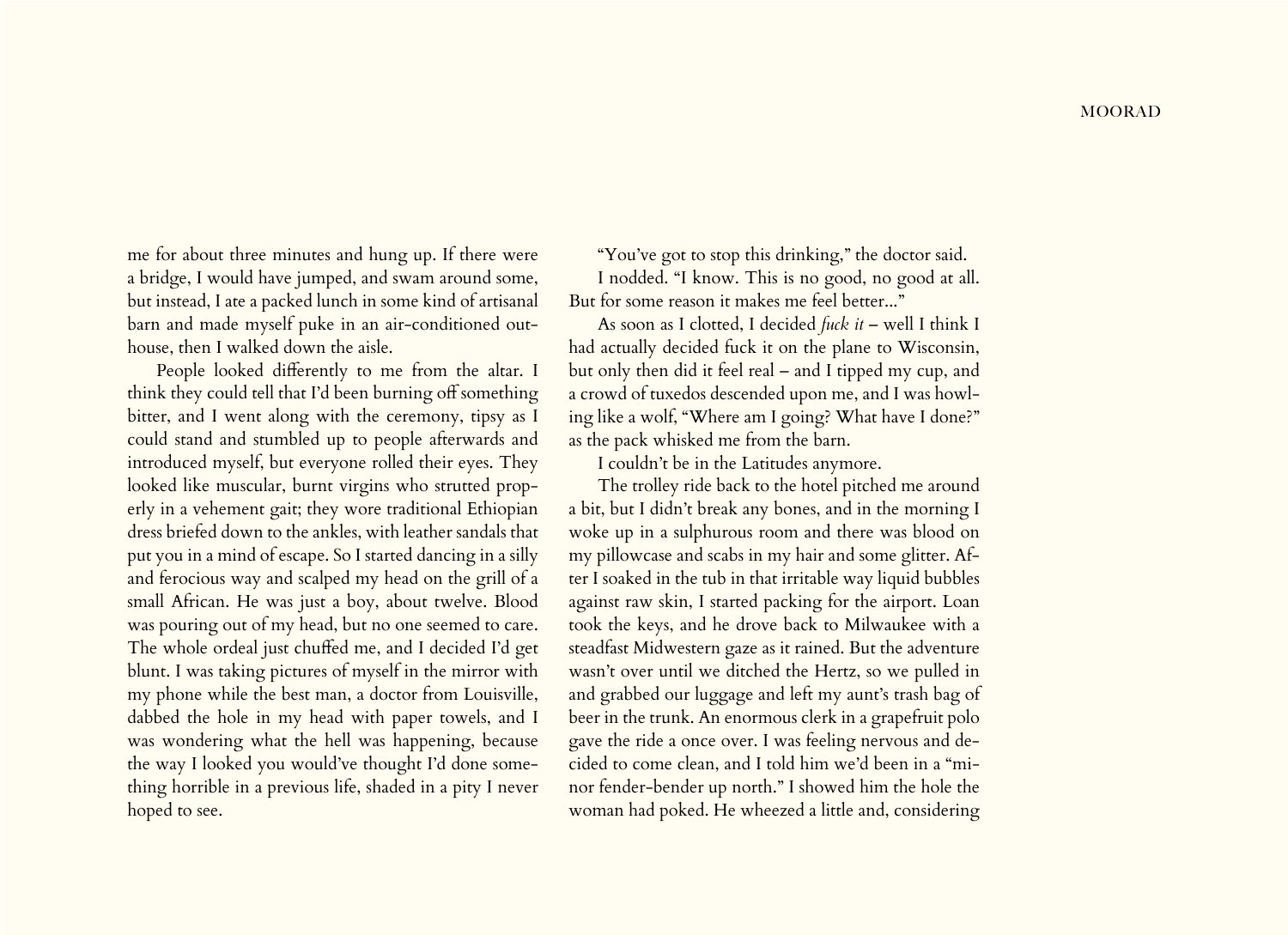me for about three minutes and hung up. If there were a bridge, I would have jumped, and swam around some, but instead, I ate a packed lunch in some kind of artisanal barn and made myself puke in an air-conditioned outhouse, then I walked down the aisle.

People looked differently to me from the altar. I think they could tell that I'd been burning off something bitter, and I went along with the ceremony, tipsy as I could stand and stumbled up to people afterwards and introduced myself, but everyone rolled their eyes. They looked like muscular, burnt virgins who strutted properly in a vehement gait; they wore traditional Ethiopian dress briefed down to the ankles, with leather sandals that put you in a mind of escape. So I started dancing in a silly and ferocious way and scalped my head on the grill of a small African. He was just a boy, about twelve. Blood was pouring out of my head, but no one seemed to care. The whole ordeal just chuffed me, and I decided I'd get blunt. I was taking pictures of myself in the mirror with my phone while the best man, a doctor from Louisville, dabbed the hole in my head with paper towels, and I was wondering what the hell was happening, because the way I looked you would've thought I'd done something horrible in a previous life, shaded in a pity I never hoped to see.

"You've got to stop this drinking," the doctor said.

I nodded. "I know. This is no good, no good at all. But for some reason it makes me feel better..."

As soon as I clotted, I decided *fuck it* – well I think I had actually decided fuck it on the plane to Wisconsin, but only then did it feel real – and I tipped my cup, and a crowd of tuxedos descended upon me, and I was howling like a wolf, "Where am I going? What have I done?" as the pack whisked me from the barn.

I couldn't be in the Latitudes anymore.

The trolley ride back to the hotel pitched me around a bit, but I didn't break any bones, and in the morning I woke up in a sulphurous room and there was blood on my pillowcase and scabs in my hair and some glitter. After I soaked in the tub in that irritable way liquid bubbles against raw skin, I started packing for the airport. Loan took the keys, and he drove back to Milwaukee with a steadfast Midwestern gaze as it rained. But the adventure wasn't over until we ditched the Hertz, so we pulled in and grabbed our luggage and left my aunt's trash bag of beer in the trunk. An enormous clerk in a grapefruit polo gave the ride a once over. I was feeling nervous and decided to come clean, and I told him we'd been in a "minor fender-bender up north." I showed him the hole the woman had poked. He wheezed a little and, considering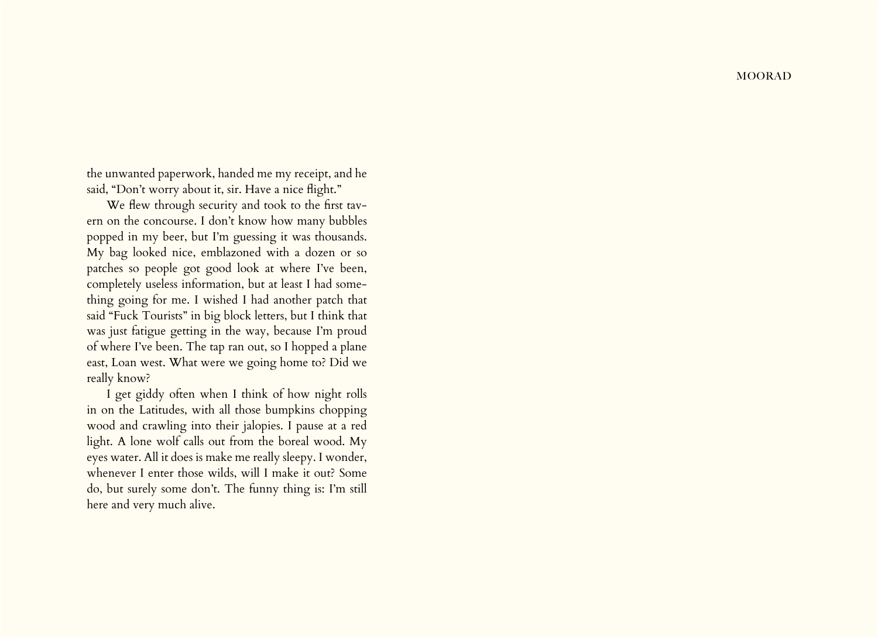the unwanted paperwork, handed me my receipt, and he said, "Don't worry about it, sir. Have a nice flight."

We flew through security and took to the first tavern on the concourse. I don't know how many bubbles popped in my beer, but I'm guessing it was thousands. My bag looked nice, emblazoned with a dozen or so patches so people got good look at where I've been, completely useless information, but at least I had something going for me. I wished I had another patch that said "Fuck Tourists" in big block letters, but I think that was just fatigue getting in the way, because I'm proud of where I've been. The tap ran out, so I hopped a plane east, Loan west. What were we going home to? Did we really know?

I get giddy often when I think of how night rolls in on the Latitudes, with all those bumpkins chopping wood and crawling into their jalopies. I pause at a red light. A lone wolf calls out from the boreal wood. My eyes water. All it does is make me really sleepy. I wonder, whenever I enter those wilds, will I make it out? Some do, but surely some don't. The funny thing is: I'm still here and very much alive.